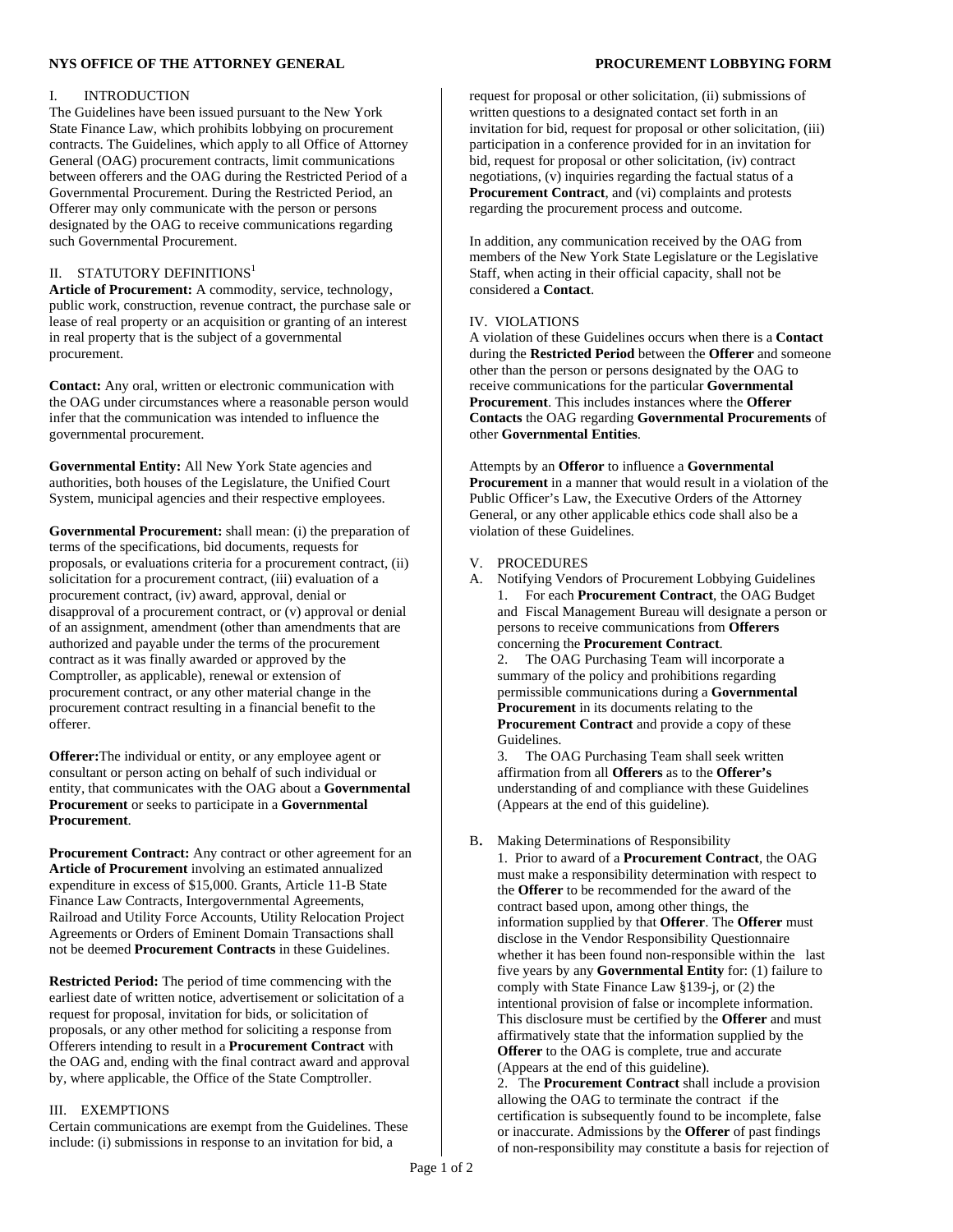**NYS OFFICE OF THE ATTORNEY GENERAL** **PROCUREMENT LOBBYING FORM**

## I. INTRODUCTION

The Guidelines have been issued pursuant to the New York State Finance Law, which prohibits lobbying on procurement contracts. The Guidelines, which apply to all Office of Attorney General (OAG) procurement contracts, limit communications between offerers and the OAG during the Restricted Period of a Governmental Procurement. During the Restricted Period, an Offerer may only communicate with the person or persons designated by the OAG to receive communications regarding such Governmental Procurement.

## II. STATUTORY DEFINITIONS[1]

**Article of Procurement:** A commodity, service, technology, public work, construction, revenue contract, the purchase sale or lease of real property or an acquisition or granting of an interest in real property that is the subject of a governmental procurement.

**Contact:** Any oral, written or electronic communication with the OAG under circumstances where a reasonable person would infer that the communication was intended to influence the governmental procurement.

**Governmental Entity:** All New York State agencies and authorities, both houses of the Legislature, the Unified Court System, municipal agencies and their respective employees.

**Governmental Procurement:** shall mean: (i) the preparation of terms of the specifications, bid documents, requests for proposals, or evaluations criteria for a procurement contract, (ii) solicitation for a procurement contract, (iii) evaluation of a procurement contract, (iv) award, approval, denial or disapproval of a procurement contract, or (v) approval or denial of an assignment, amendment (other than amendments that are authorized and payable under the terms of the procurement contract as it was finally awarded or approved by the Comptroller, as applicable), renewal or extension of procurement contract, or any other material change in the procurement contract resulting in a financial benefit to the offerer.

**Offerer:**The individual or entity, or any employee agent or consultant or person acting on behalf of such individual or entity, that communicates with the OAG about a **Governmental Procurement** or seeks to participate in a **Governmental Procurement**.

**Procurement Contract:** Any contract or other agreement for an **Article of Procurement** involving an estimated annualized expenditure in excess of $15,000. Grants, Article 11-B State Finance Law Contracts, Intergovernmental Agreements, Railroad and Utility Force Accounts, Utility Relocation Project Agreements or Orders of Eminent Domain Transactions shall not be deemed **Procurement Contracts** in these Guidelines.

**Restricted Period:** The period of time commencing with the earliest date of written notice, advertisement or solicitation of a request for proposal, invitation for bids, or solicitation of proposals, or any other method for soliciting a response from Offerers intending to result in a **Procurement Contract** with the OAG and, ending with the final contract award and approval by, where applicable, the Office of the State Comptroller.

## III. EXEMPTIONS

Certain communications are exempt from the Guidelines. These include: (i) submissions in response to an invitation for bid, a request for proposal or other solicitation, (ii) submissions of written questions to a designated contact set forth in an invitation for bid, request for proposal or other solicitation, (iii) participation in a conference provided for in an invitation for bid, request for proposal or other solicitation, (iv) contract negotiations, (v) inquiries regarding the factual status of a **Procurement Contract**, and (vi) complaints and protests regarding the procurement process and outcome.

In addition, any communication received by the OAG from members of the New York State Legislature or the Legislative Staff, when acting in their official capacity, shall not be considered a **Contact**.

## IV. VIOLATIONS

A violation of these Guidelines occurs when there is a **Contact** during the **Restricted Period** between the **Offerer** and someone other than the person or persons designated by the OAG to receive communications for the particular **Governmental Procurement**. This includes instances where the **Offerer Contacts** the OAG regarding **Governmental Procurements** of other **Governmental Entities**.

Attempts by an **Offeror** to influence a **Governmental Procurement** in a manner that would result in a violation of the Public Officer's Law, the Executive Orders of the Attorney General, or any other applicable ethics code shall also be a violation of these Guidelines.

## V. PROCEDURES

A. Notifying Vendors of Procurement Lobbying Guidelines

1. For each **Procurement Contract**, the OAG Budget and Fiscal Management Bureau will designate a person or persons to receive communications from **Offerers** concerning the **Procurement Contract**.
2. The OAG Purchasing Team will incorporate a summary of the policy and prohibitions regarding permissible communications during a **Governmental Procurement** in its documents relating to the **Procurement Contract** and provide a copy of these Guidelines.
3. The OAG Purchasing Team shall seek written affirmation from all **Offerers** as to the **Offerer's** understanding of and compliance with these Guidelines (Appears at the end of this guideline).

B. Making Determinations of Responsibility

1. Prior to award of a **Procurement Contract**, the OAG must make a responsibility determination with respect to the **Offerer** to be recommended for the award of the contract based upon, among other things, the information supplied by that **Offerer**. The **Offerer** must disclose in the Vendor Responsibility Questionnaire whether it has been found non-responsible within the last five years by any **Governmental Entity** for: (1) failure to comply with State Finance Law §139-j, or (2) the intentional provision of false or incomplete information. This disclosure must be certified by the **Offerer** and must affirmatively state that the information supplied by the **Offerer** to the OAG is complete, true and accurate (Appears at the end of this guideline).
2. The **Procurement Contract** shall include a provision allowing the OAG to terminate the contract if the certification is subsequently found to be incomplete, false or inaccurate. Admissions by the **Offerer** of past findings of non-responsibility may constitute a basis for rejection of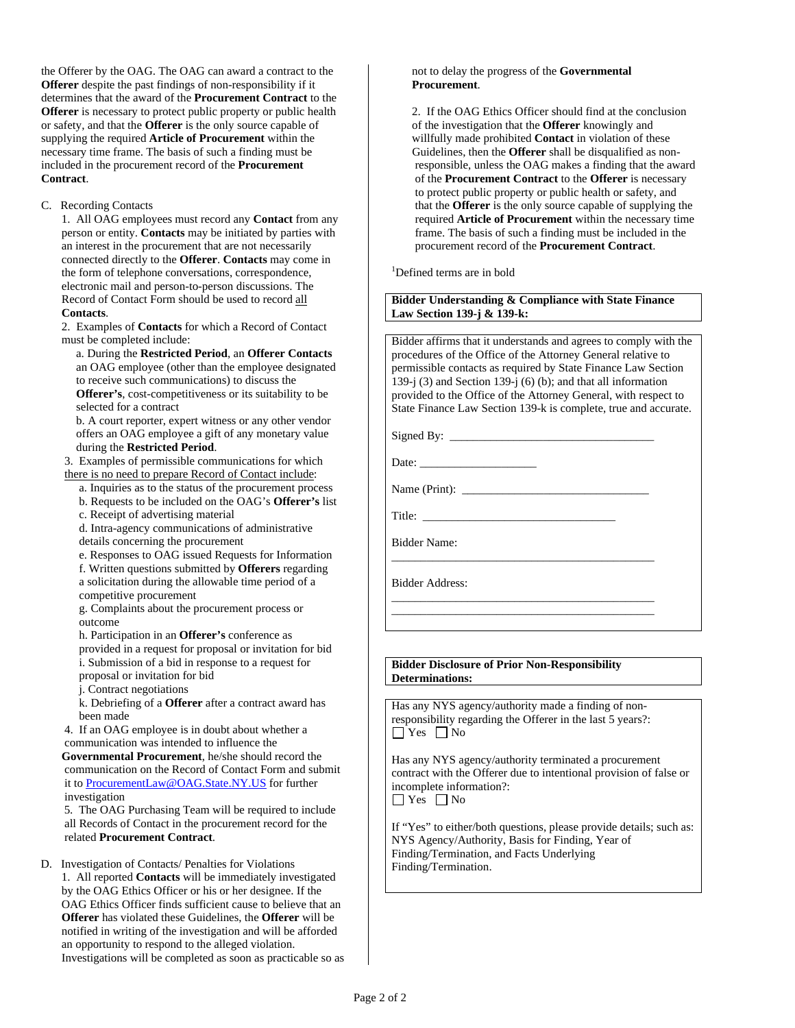the Offerer by the OAG. The OAG can award a contract to the **Offerer** despite the past findings of non-responsibility if it determines that the award of the **Procurement Contract** to the **Offerer** is necessary to protect public property or public health or safety, and that the **Offerer** is the only source capable of supplying the required **Article of Procurement** within the necessary time frame. The basis of such a finding must be included in the procurement record of the **Procurement Contract**.

C. Recording Contacts

1. All OAG employees must record any **Contact** from any person or entity. **Contacts** may be initiated by parties with an interest in the procurement that are not necessarily connected directly to the **Offerer**. **Contacts** may come in the form of telephone conversations, correspondence, electronic mail and person-to-person discussions. The Record of Contact Form should be used to record all **Contacts**.

2. Examples of **Contacts** for which a Record of Contact must be completed include:

   a. During the **Restricted Period**, an **Offerer Contacts** an OAG employee (other than the employee designated to receive such communications) to discuss the **Offerer's**, cost-competitiveness or its suitability to be selected for a contract

   b. A court reporter, expert witness or any other vendor offers an OAG employee a gift of any monetary value during the **Restricted Period**.

3. Examples of permissible communications for which there is no need to prepare Record of Contact include:

   a. Inquiries as to the status of the procurement process
   b. Requests to be included on the OAG's **Offerer's** list
   c. Receipt of advertising material
   d. Intra-agency communications of administrative details concerning the procurement
   e. Responses to OAG issued Requests for Information
   f. Written questions submitted by **Offerers** regarding a solicitation during the allowable time period of a competitive procurement
   g. Complaints about the procurement process or outcome
   h. Participation in an **Offerer's** conference as provided in a request for proposal or invitation for bid
   i. Submission of a bid in response to a request for proposal or invitation for bid
   j. Contract negotiations
   k. Debriefing of a **Offerer** after a contract award has been made

4. If an OAG employee is in doubt about whether a communication was intended to influence the **Governmental Procurement**, he/she should record the communication on the Record of Contact Form and submit it to ProcurementLaw@OAG.State.NY.US for further investigation

5. The OAG Purchasing Team will be required to include all Records of Contact in the procurement record for the related **Procurement Contract**.

D. Investigation of Contacts/ Penalties for Violations

1. All reported **Contacts** will be immediately investigated by the OAG Ethics Officer or his or her designee. If the OAG Ethics Officer finds sufficient cause to believe that an **Offerer** has violated these Guidelines, the **Offerer** will be notified in writing of the investigation and will be afforded an opportunity to respond to the alleged violation. Investigations will be completed as soon as practicable so as not to delay the progress of the **Governmental Procurement**.

2. If the OAG Ethics Officer should find at the conclusion of the investigation that the **Offerer** knowingly and willfully made prohibited **Contact** in violation of these Guidelines, then the **Offerer** shall be disqualified as non-responsible, unless the OAG makes a finding that the award of the **Procurement Contract** to the **Offerer** is necessary to protect public property or public health or safety, and that the **Offerer** is the only source capable of supplying the required **Article of Procurement** within the necessary time frame. The basis of such a finding must be included in the procurement record of the **Procurement Contract**.

[1]Defined terms are in bold

**Bidder Understanding & Compliance with State Finance Law Section 139-j & 139-k:**

Bidder affirms that it understands and agrees to comply with the procedures of the Office of the Attorney General relative to permissible contacts as required by State Finance Law Section 139-j (3) and Section 139-j (6) (b); and that all information provided to the Office of the Attorney General, with respect to State Finance Law Section 139-k is complete, true and accurate.

Signed By: ___________________________________

Date: ____________________

Name (Print): ________________________________

Title: _________________________________

Bidder Name:
_____________________________________________

Bidder Address:
_____________________________________________
_____________________________________________

**Bidder Disclosure of Prior Non-Responsibility Determinations:**

Has any NYS agency/authority made a finding of non-responsibility regarding the Offerer in the last 5 years?:
☐ Yes ☐ No

Has any NYS agency/authority terminated a procurement contract with the Offerer due to intentional provision of false or incomplete information?:
☐ Yes ☐ No

If "Yes" to either/both questions, please provide details; such as: NYS Agency/Authority, Basis for Finding, Year of Finding/Termination, and Facts Underlying Finding/Termination.